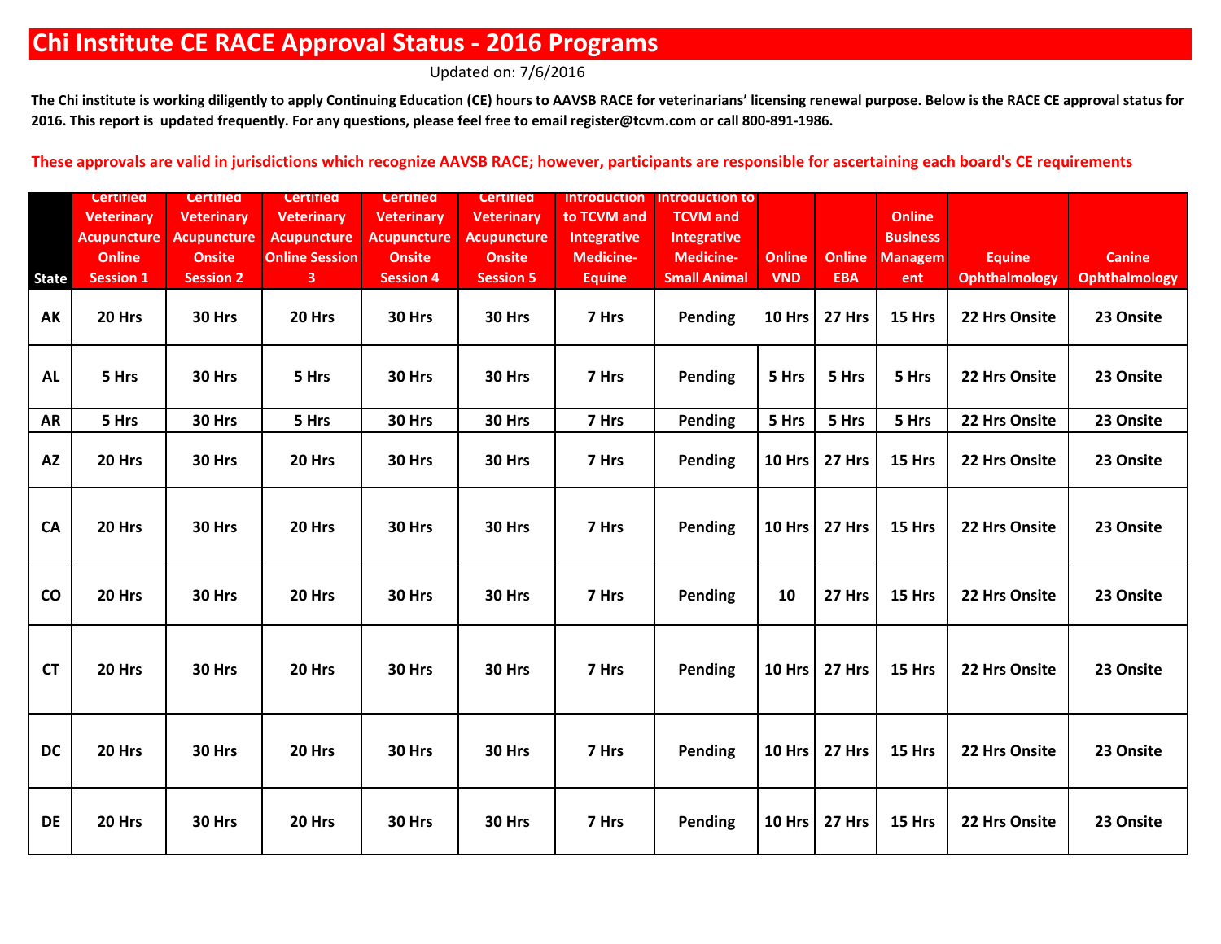# Chi Institute CE RACE Approval Status - 2016 Programs

Updated on: 7/6/2016

**The Chi institute is working diligently to apply Continuing Education (CE) hours to AAVSB RACE for veterinarians' licensing renewal purpose. Below is the RACE CE approval status for 2016. This report is updated frequently. For any questions, please feel free to email register@tcvm.com or call 800-891-1986.**

**These approvals are valid in jurisdictions which recognize AAVSB RACE; however, participants are responsible for ascertaining each board's CE requirements**

| State | Certified Veterinary Acupuncture Online Session 1 | Certified Veterinary Acupuncture Onsite Session 2 | Certified Veterinary Acupuncture Online Session 3 | Certified Veterinary Acupuncture Onsite Session 4 | Certified Veterinary Acupuncture Onsite Session 5 | Introduction to TCVM and Integrative Medicine-Equine | Introduction to TCVM and Integrative Medicine-Small Animal | Online VND | Online EBA | Online Business Management | Equine Ophthalmology | Canine Ophthalmology |
|---|---|---|---|---|---|---|---|---|---|---|---|---|
| AK | 20 Hrs | 30 Hrs | 20 Hrs | 30 Hrs | 30 Hrs | 7 Hrs | Pending | 10 Hrs | 27 Hrs | 15 Hrs | 22 Hrs Onsite | 23 Onsite |
| AL | 5 Hrs | 30 Hrs | 5 Hrs | 30 Hrs | 30 Hrs | 7 Hrs | Pending | 5 Hrs | 5 Hrs | 5 Hrs | 22 Hrs Onsite | 23 Onsite |
| AR | 5 Hrs | 30 Hrs | 5 Hrs | 30 Hrs | 30 Hrs | 7 Hrs | Pending | 5 Hrs | 5 Hrs | 5 Hrs | 22 Hrs Onsite | 23 Onsite |
| AZ | 20 Hrs | 30 Hrs | 20 Hrs | 30 Hrs | 30 Hrs | 7 Hrs | Pending | 10 Hrs | 27 Hrs | 15 Hrs | 22 Hrs Onsite | 23 Onsite |
| CA | 20 Hrs | 30 Hrs | 20 Hrs | 30 Hrs | 30 Hrs | 7 Hrs | Pending | 10 Hrs | 27 Hrs | 15 Hrs | 22 Hrs Onsite | 23 Onsite |
| CO | 20 Hrs | 30 Hrs | 20 Hrs | 30 Hrs | 30 Hrs | 7 Hrs | Pending | 10 | 27 Hrs | 15 Hrs | 22 Hrs Onsite | 23 Onsite |
| CT | 20 Hrs | 30 Hrs | 20 Hrs | 30 Hrs | 30 Hrs | 7 Hrs | Pending | 10 Hrs | 27 Hrs | 15 Hrs | 22 Hrs Onsite | 23 Onsite |
| DC | 20 Hrs | 30 Hrs | 20 Hrs | 30 Hrs | 30 Hrs | 7 Hrs | Pending | 10 Hrs | 27 Hrs | 15 Hrs | 22 Hrs Onsite | 23 Onsite |
| DE | 20 Hrs | 30 Hrs | 20 Hrs | 30 Hrs | 30 Hrs | 7 Hrs | Pending | 10 Hrs | 27 Hrs | 15 Hrs | 22 Hrs Onsite | 23 Onsite |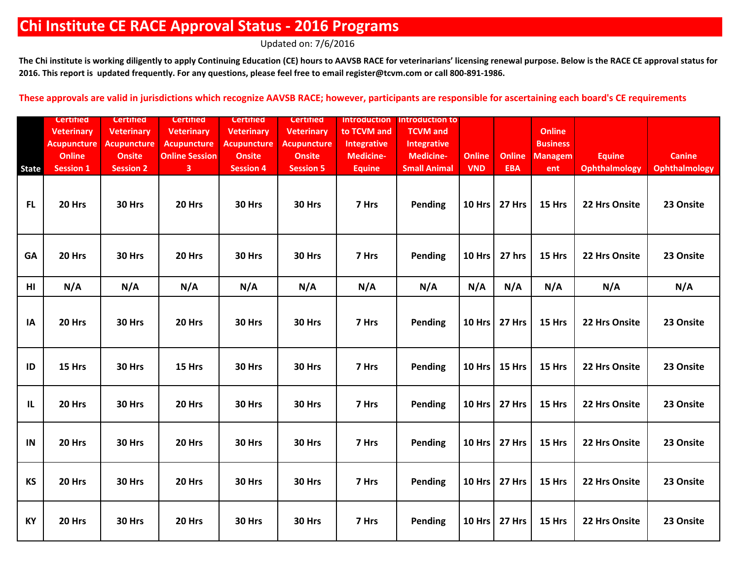# Chi Institute CE RACE Approval Status - 2016 Programs

Updated on: 7/6/2016

**The Chi institute is working diligently to apply Continuing Education (CE) hours to AAVSB RACE for veterinarians' licensing renewal purpose. Below is the RACE CE approval status for 2016. This report is updated frequently. For any questions, please feel free to email register@tcvm.com or call 800-891-1986.**

**These approvals are valid in jurisdictions which recognize AAVSB RACE; however, participants are responsible for ascertaining each board's CE requirements**

| State | Certified Veterinary Acupuncture Online Session 1 | Certified Veterinary Acupuncture Onsite Session 2 | Certified Veterinary Acupuncture Online Session 3 | Certified Veterinary Acupuncture Onsite Session 4 | Certified Veterinary Acupuncture Onsite Session 5 | Introduction to TCVM and Integrative Medicine-Equine | Introduction to TCVM and Integrative Medicine-Small Animal | Online VND | Online EBA | Online Business Management | Equine Ophthalmology | Canine Ophthalmology |
|---|---|---|---|---|---|---|---|---|---|---|---|---|
| FL | 20 Hrs | 30 Hrs | 20 Hrs | 30 Hrs | 30 Hrs | 7 Hrs | Pending | 10 Hrs | 27 Hrs | 15 Hrs | 22 Hrs Onsite | 23 Onsite |
| GA | 20 Hrs | 30 Hrs | 20 Hrs | 30 Hrs | 30 Hrs | 7 Hrs | Pending | 10 Hrs | 27 hrs | 15 Hrs | 22 Hrs Onsite | 23 Onsite |
| HI | N/A | N/A | N/A | N/A | N/A | N/A | N/A | N/A | N/A | N/A | N/A | N/A |
| IA | 20 Hrs | 30 Hrs | 20 Hrs | 30 Hrs | 30 Hrs | 7 Hrs | Pending | 10 Hrs | 27 Hrs | 15 Hrs | 22 Hrs Onsite | 23 Onsite |
| ID | 15 Hrs | 30 Hrs | 15 Hrs | 30 Hrs | 30 Hrs | 7 Hrs | Pending | 10 Hrs | 15 Hrs | 15 Hrs | 22 Hrs Onsite | 23 Onsite |
| IL | 20 Hrs | 30 Hrs | 20 Hrs | 30 Hrs | 30 Hrs | 7 Hrs | Pending | 10 Hrs | 27 Hrs | 15 Hrs | 22 Hrs Onsite | 23 Onsite |
| IN | 20 Hrs | 30 Hrs | 20 Hrs | 30 Hrs | 30 Hrs | 7 Hrs | Pending | 10 Hrs | 27 Hrs | 15 Hrs | 22 Hrs Onsite | 23 Onsite |
| KS | 20 Hrs | 30 Hrs | 20 Hrs | 30 Hrs | 30 Hrs | 7 Hrs | Pending | 10 Hrs | 27 Hrs | 15 Hrs | 22 Hrs Onsite | 23 Onsite |
| KY | 20 Hrs | 30 Hrs | 20 Hrs | 30 Hrs | 30 Hrs | 7 Hrs | Pending | 10 Hrs | 27 Hrs | 15 Hrs | 22 Hrs Onsite | 23 Onsite |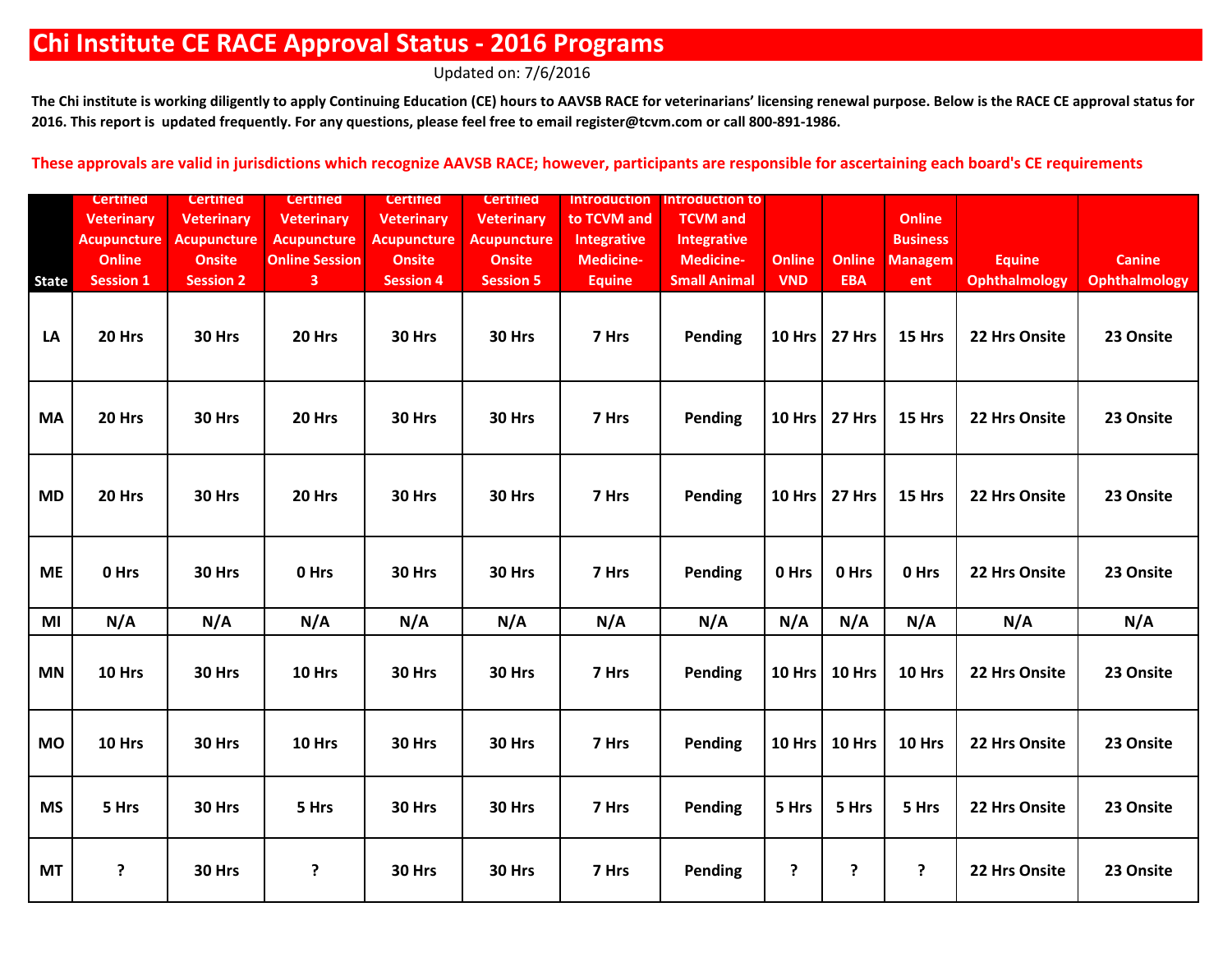# Chi Institute CE RACE Approval Status - 2016 Programs

Updated on: 7/6/2016

**The Chi institute is working diligently to apply Continuing Education (CE) hours to AAVSB RACE for veterinarians' licensing renewal purpose. Below is the RACE CE approval status for 2016. This report is updated frequently. For any questions, please feel free to email register@tcvm.com or call 800-891-1986.**

**These approvals are valid in jurisdictions which recognize AAVSB RACE; however, participants are responsible for ascertaining each board's CE requirements**

| State | Certified Veterinary Acupuncture Online Session 1 | Certified Veterinary Acupuncture Onsite Session 2 | Certified Veterinary Acupuncture Online Session 3 | Certified Veterinary Acupuncture Onsite Session 4 | Certified Veterinary Acupuncture Onsite Session 5 | Introduction to TCVM and Integrative Medicine- Equine | Introduction to TCVM and Integrative Medicine- Small Animal | Online VND | Online EBA | Online Business Management | Equine Ophthalmology | Canine Ophthalmology |
|---|---|---|---|---|---|---|---|---|---|---|---|---|
| LA | 20 Hrs | 30 Hrs | 20 Hrs | 30 Hrs | 30 Hrs | 7 Hrs | Pending | 10 Hrs | 27 Hrs | 15 Hrs | 22 Hrs Onsite | 23 Onsite |
| MA | 20 Hrs | 30 Hrs | 20 Hrs | 30 Hrs | 30 Hrs | 7 Hrs | Pending | 10 Hrs | 27 Hrs | 15 Hrs | 22 Hrs Onsite | 23 Onsite |
| MD | 20 Hrs | 30 Hrs | 20 Hrs | 30 Hrs | 30 Hrs | 7 Hrs | Pending | 10 Hrs | 27 Hrs | 15 Hrs | 22 Hrs Onsite | 23 Onsite |
| ME | 0 Hrs | 30 Hrs | 0 Hrs | 30 Hrs | 30 Hrs | 7 Hrs | Pending | 0 Hrs | 0 Hrs | 0 Hrs | 22 Hrs Onsite | 23 Onsite |
| MI | N/A | N/A | N/A | N/A | N/A | N/A | N/A | N/A | N/A | N/A | N/A | N/A |
| MN | 10 Hrs | 30 Hrs | 10 Hrs | 30 Hrs | 30 Hrs | 7 Hrs | Pending | 10 Hrs | 10 Hrs | 10 Hrs | 22 Hrs Onsite | 23 Onsite |
| MO | 10 Hrs | 30 Hrs | 10 Hrs | 30 Hrs | 30 Hrs | 7 Hrs | Pending | 10 Hrs | 10 Hrs | 10 Hrs | 22 Hrs Onsite | 23 Onsite |
| MS | 5 Hrs | 30 Hrs | 5 Hrs | 30 Hrs | 30 Hrs | 7 Hrs | Pending | 5 Hrs | 5 Hrs | 5 Hrs | 22 Hrs Onsite | 23 Onsite |
| MT | ? | 30 Hrs | ? | 30 Hrs | 30 Hrs | 7 Hrs | Pending | ? | ? | ? | 22 Hrs Onsite | 23 Onsite |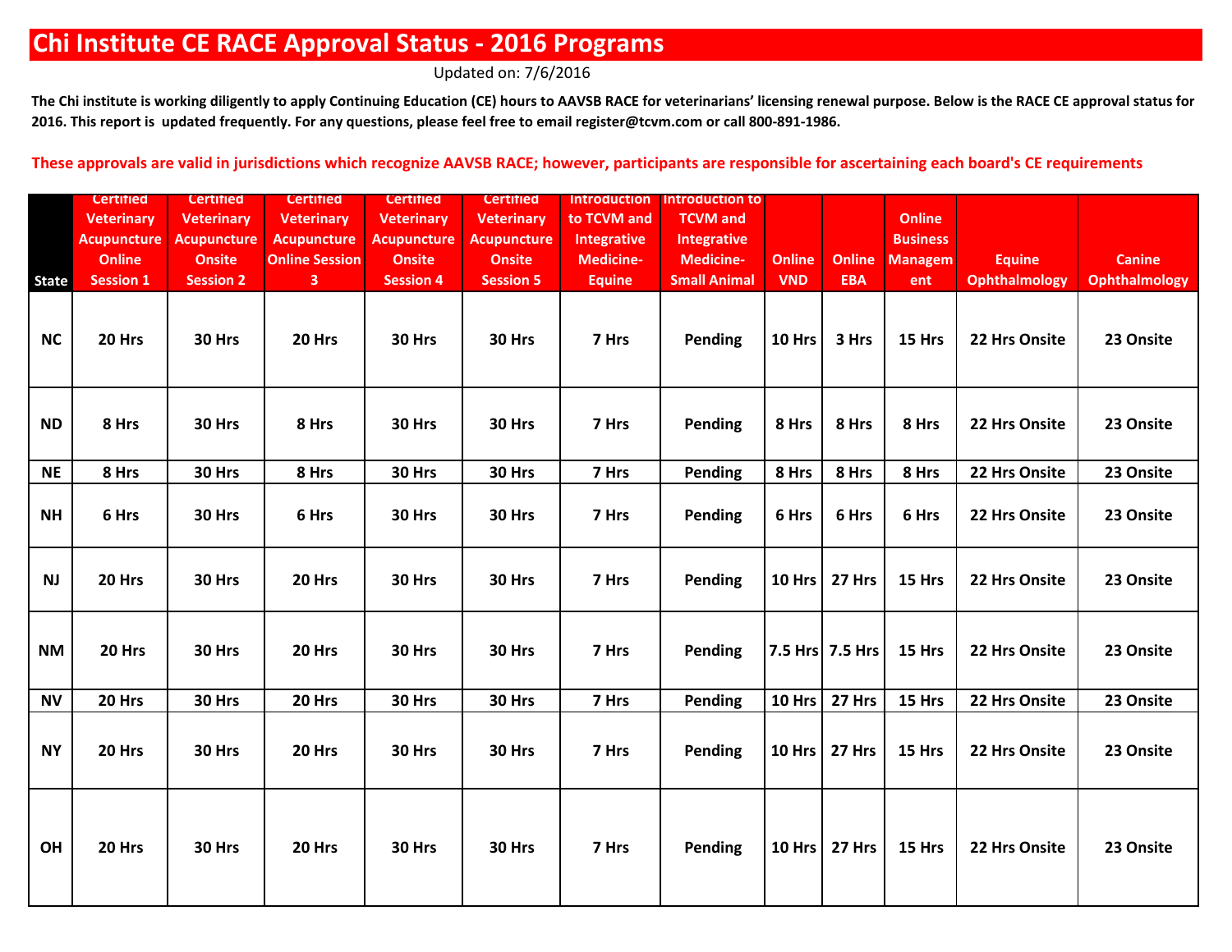# Chi Institute CE RACE Approval Status - 2016 Programs

Updated on: 7/6/2016

**The Chi institute is working diligently to apply Continuing Education (CE) hours to AAVSB RACE for veterinarians' licensing renewal purpose. Below is the RACE CE approval status for 2016. This report is updated frequently. For any questions, please feel free to email register@tcvm.com or call 800-891-1986.**

**These approvals are valid in jurisdictions which recognize AAVSB RACE; however, participants are responsible for ascertaining each board's CE requirements**

| State | Certified Veterinary Acupuncture Online Session 1 | Certified Veterinary Acupuncture Onsite Session 2 | Certified Veterinary Acupuncture Online Session 3 | Certified Veterinary Acupuncture Onsite Session 4 | Certified Veterinary Acupuncture Onsite Session 5 | Introduction to TCVM and Integrative Medicine-Equine | Introduction to TCVM and Integrative Medicine-Small Animal | Online VND | Online EBA | Online Business Management | Equine Ophthalmology | Canine Ophthalmology |
|---|---|---|---|---|---|---|---|---|---|---|---|---|
| NC | 20 Hrs | 30 Hrs | 20 Hrs | 30 Hrs | 30 Hrs | 7 Hrs | Pending | 10 Hrs | 3 Hrs | 15 Hrs | 22 Hrs Onsite | 23 Onsite |
| ND | 8 Hrs | 30 Hrs | 8 Hrs | 30 Hrs | 30 Hrs | 7 Hrs | Pending | 8 Hrs | 8 Hrs | 8 Hrs | 22 Hrs Onsite | 23 Onsite |
| NE | 8 Hrs | 30 Hrs | 8 Hrs | 30 Hrs | 30 Hrs | 7 Hrs | Pending | 8 Hrs | 8 Hrs | 8 Hrs | 22 Hrs Onsite | 23 Onsite |
| NH | 6 Hrs | 30 Hrs | 6 Hrs | 30 Hrs | 30 Hrs | 7 Hrs | Pending | 6 Hrs | 6 Hrs | 6 Hrs | 22 Hrs Onsite | 23 Onsite |
| NJ | 20 Hrs | 30 Hrs | 20 Hrs | 30 Hrs | 30 Hrs | 7 Hrs | Pending | 10 Hrs | 27 Hrs | 15 Hrs | 22 Hrs Onsite | 23 Onsite |
| NM | 20 Hrs | 30 Hrs | 20 Hrs | 30 Hrs | 30 Hrs | 7 Hrs | Pending | 7.5 Hrs | 7.5 Hrs | 15 Hrs | 22 Hrs Onsite | 23 Onsite |
| NV | 20 Hrs | 30 Hrs | 20 Hrs | 30 Hrs | 30 Hrs | 7 Hrs | Pending | 10 Hrs | 27 Hrs | 15 Hrs | 22 Hrs Onsite | 23 Onsite |
| NY | 20 Hrs | 30 Hrs | 20 Hrs | 30 Hrs | 30 Hrs | 7 Hrs | Pending | 10 Hrs | 27 Hrs | 15 Hrs | 22 Hrs Onsite | 23 Onsite |
| OH | 20 Hrs | 30 Hrs | 20 Hrs | 30 Hrs | 30 Hrs | 7 Hrs | Pending | 10 Hrs | 27 Hrs | 15 Hrs | 22 Hrs Onsite | 23 Onsite |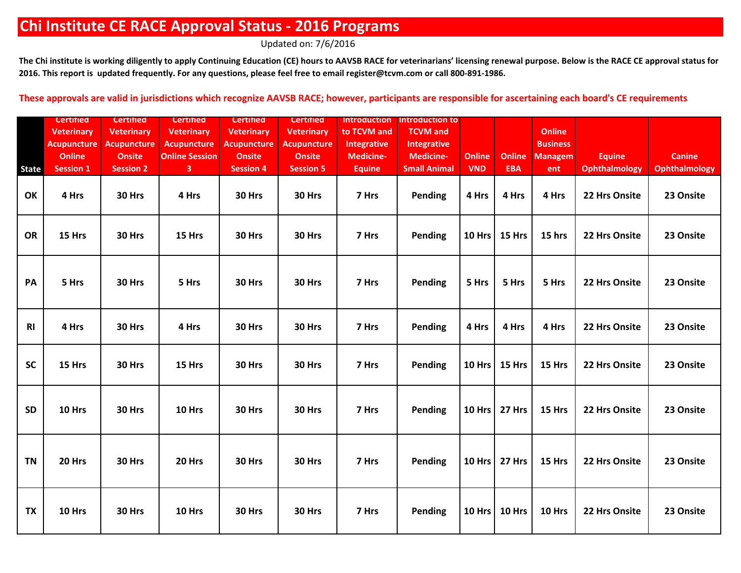# Chi Institute CE RACE Approval Status - 2016 Programs

Updated on: 7/6/2016

**The Chi institute is working diligently to apply Continuing Education (CE) hours to AAVSB RACE for veterinarians' licensing renewal purpose. Below is the RACE CE approval status for 2016. This report is updated frequently. For any questions, please feel free to email register@tcvm.com or call 800-891-1986.**

**These approvals are valid in jurisdictions which recognize AAVSB RACE; however, participants are responsible for ascertaining each board's CE requirements**

| State | Certified Veterinary Acupuncture Online Session 1 | Certified Veterinary Acupuncture Onsite Session 2 | Certified Veterinary Acupuncture Online Session 3 | Certified Veterinary Acupuncture Onsite Session 4 | Certified Veterinary Acupuncture Onsite Session 5 | Introduction to TCVM and Integrative Medicine-Equine | Introduction to TCVM and Integrative Medicine-Small Animal | Online VND | Online EBA | Online Business Management | Equine Ophthalmology | Canine Ophthalmology |
|---|---|---|---|---|---|---|---|---|---|---|---|---|
| OK | 4 Hrs | 30 Hrs | 4 Hrs | 30 Hrs | 30 Hrs | 7 Hrs | Pending | 4 Hrs | 4 Hrs | 4 Hrs | 22 Hrs Onsite | 23 Onsite |
| OR | 15 Hrs | 30 Hrs | 15 Hrs | 30 Hrs | 30 Hrs | 7 Hrs | Pending | 10 Hrs | 15 Hrs | 15 hrs | 22 Hrs Onsite | 23 Onsite |
| PA | 5 Hrs | 30 Hrs | 5 Hrs | 30 Hrs | 30 Hrs | 7 Hrs | Pending | 5 Hrs | 5 Hrs | 5 Hrs | 22 Hrs Onsite | 23 Onsite |
| RI | 4 Hrs | 30 Hrs | 4 Hrs | 30 Hrs | 30 Hrs | 7 Hrs | Pending | 4 Hrs | 4 Hrs | 4 Hrs | 22 Hrs Onsite | 23 Onsite |
| SC | 15 Hrs | 30 Hrs | 15 Hrs | 30 Hrs | 30 Hrs | 7 Hrs | Pending | 10 Hrs | 15 Hrs | 15 Hrs | 22 Hrs Onsite | 23 Onsite |
| SD | 10 Hrs | 30 Hrs | 10 Hrs | 30 Hrs | 30 Hrs | 7 Hrs | Pending | 10 Hrs | 27 Hrs | 15 Hrs | 22 Hrs Onsite | 23 Onsite |
| TN | 20 Hrs | 30 Hrs | 20 Hrs | 30 Hrs | 30 Hrs | 7 Hrs | Pending | 10 Hrs | 27 Hrs | 15 Hrs | 22 Hrs Onsite | 23 Onsite |
| TX | 10 Hrs | 30 Hrs | 10 Hrs | 30 Hrs | 30 Hrs | 7 Hrs | Pending | 10 Hrs | 10 Hrs | 10 Hrs | 22 Hrs Onsite | 23 Onsite |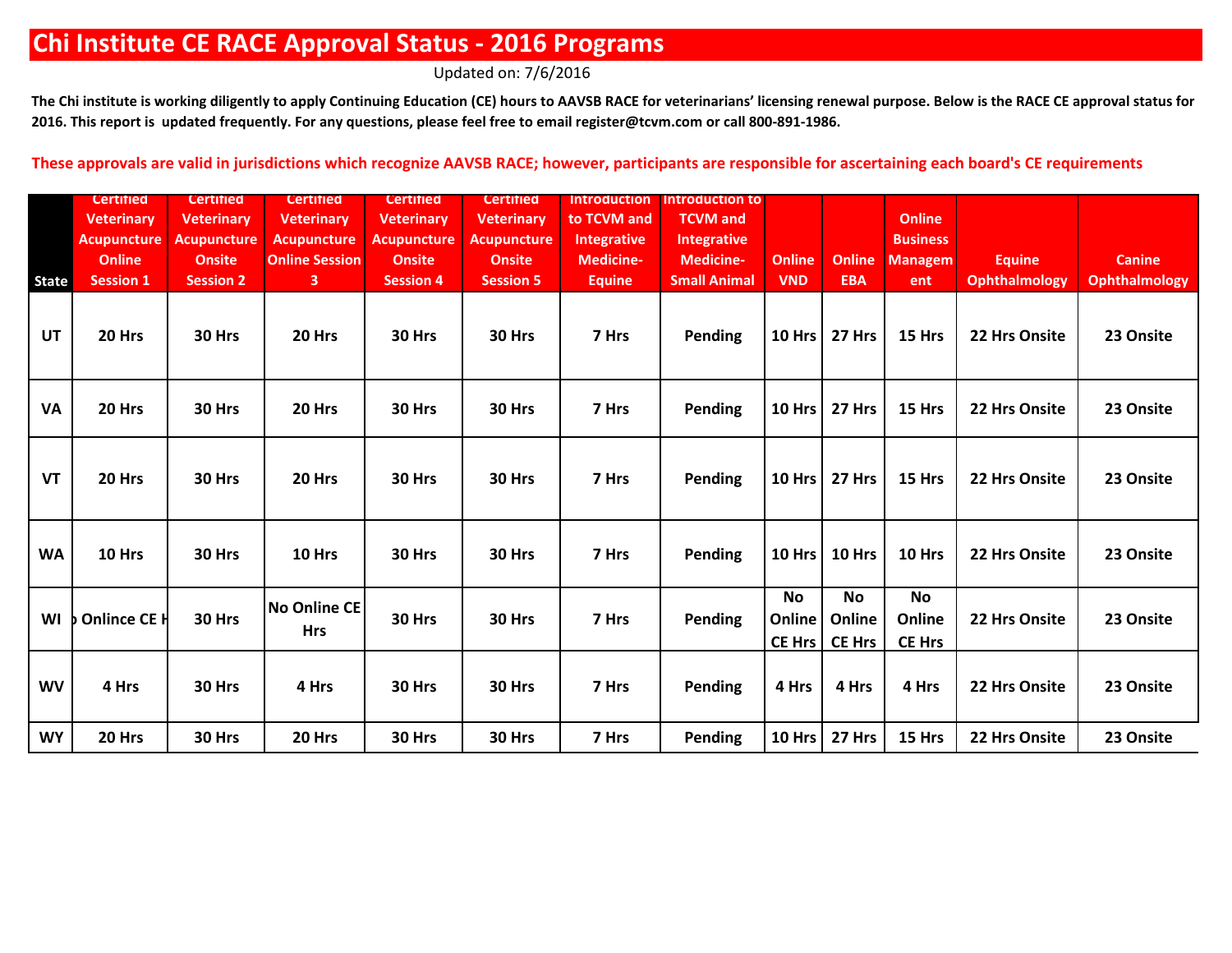# Chi Institute CE RACE Approval Status - 2016 Programs

Updated on: 7/6/2016

**The Chi institute is working diligently to apply Continuing Education (CE) hours to AAVSB RACE for veterinarians' licensing renewal purpose. Below is the RACE CE approval status for 2016. This report is updated frequently. For any questions, please feel free to email register@tcvm.com or call 800-891-1986.**

**These approvals are valid in jurisdictions which recognize AAVSB RACE; however, participants are responsible for ascertaining each board's CE requirements**

| State | Certified Veterinary Acupuncture Online Session 1 | Certified Veterinary Acupuncture Onsite Session 2 | Certified Veterinary Acupuncture Online Session 3 | Certified Veterinary Acupuncture Onsite Session 4 | Certified Veterinary Acupuncture Onsite Session 5 | Introduction to TCVM and Integrative Medicine-Equine | Introduction to TCVM and Integrative Medicine-Small Animal | Online VND | Online EBA | Online Business Management | Equine Ophthalmology | Canine Ophthalmology |
|---|---|---|---|---|---|---|---|---|---|---|---|---|
| UT | 20 Hrs | 30 Hrs | 20 Hrs | 30 Hrs | 30 Hrs | 7 Hrs | Pending | 10 Hrs | 27 Hrs | 15 Hrs | 22 Hrs Onsite | 23 Onsite |
| VA | 20 Hrs | 30 Hrs | 20 Hrs | 30 Hrs | 30 Hrs | 7 Hrs | Pending | 10 Hrs | 27 Hrs | 15 Hrs | 22 Hrs Onsite | 23 Onsite |
| VT | 20 Hrs | 30 Hrs | 20 Hrs | 30 Hrs | 30 Hrs | 7 Hrs | Pending | 10 Hrs | 27 Hrs | 15 Hrs | 22 Hrs Onsite | 23 Onsite |
| WA | 10 Hrs | 30 Hrs | 10 Hrs | 30 Hrs | 30 Hrs | 7 Hrs | Pending | 10 Hrs | 10 Hrs | 10 Hrs | 22 Hrs Onsite | 23 Onsite |
| WI | No Onlince CE Hrs | 30 Hrs | No Online CE Hrs | 30 Hrs | 30 Hrs | 7 Hrs | Pending | No Online CE Hrs | No Online CE Hrs | No Online CE Hrs | 22 Hrs Onsite | 23 Onsite |
| WV | 4 Hrs | 30 Hrs | 4 Hrs | 30 Hrs | 30 Hrs | 7 Hrs | Pending | 4 Hrs | 4 Hrs | 4 Hrs | 22 Hrs Onsite | 23 Onsite |
| WY | 20 Hrs | 30 Hrs | 20 Hrs | 30 Hrs | 30 Hrs | 7 Hrs | Pending | 10 Hrs | 27 Hrs | 15 Hrs | 22 Hrs Onsite | 23 Onsite |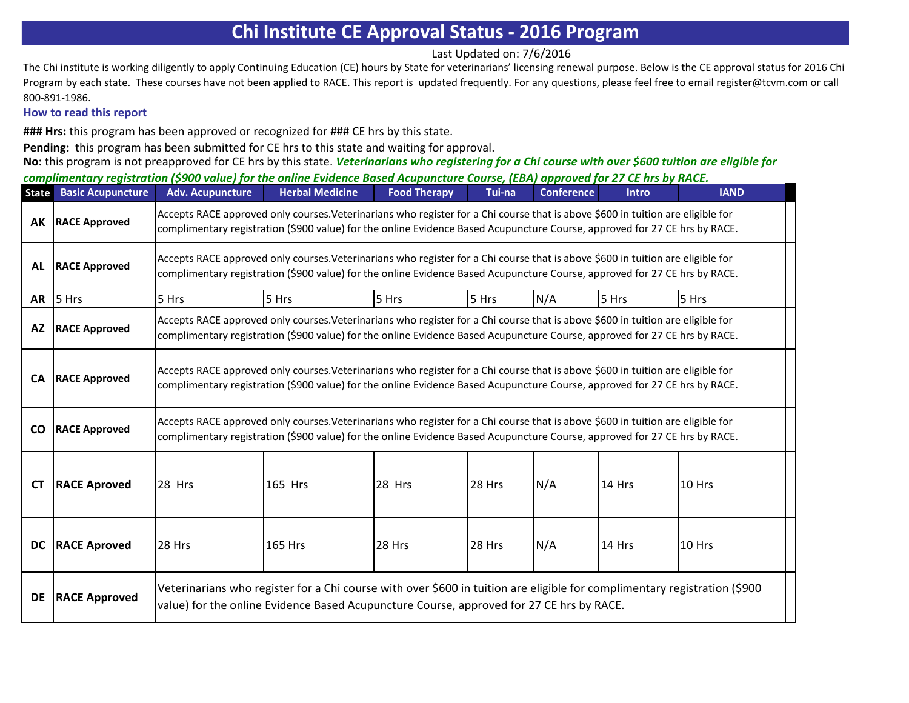# Chi Institute CE Approval Status - 2016 Program

Last Updated on: 7/6/2016

The Chi institute is working diligently to apply Continuing Education (CE) hours by State for veterinarians' licensing renewal purpose. Below is the CE approval status for 2016 Chi Program by each state. These courses have not been applied to RACE. This report is updated frequently. For any questions, please feel free to email register@tcvm.com or call 800-891-1986.

### How to read this report

**### Hrs:** this program has been approved or recognized for ### CE hrs by this state.

**Pending:** this program has been submitted for CE hrs to this state and waiting for approval.

**No:** this program is not preapproved for CE hrs by this state. ***Veterinarians who registering for a Chi course with over $600 tuition are eligible for complimentary registration ($900 value) for the online Evidence Based Acupuncture Course, (EBA) approved for 27 CE hrs by RACE.***

| State | Basic Acupuncture | Adv. Acupuncture | Herbal Medicine | Food Therapy | Tui-na | Conference | Intro | IAND |
|---|---|---|---|---|---|---|---|---|
| **AK** | **RACE Approved** | Accepts RACE approved only courses.Veterinarians who register for a Chi course that is above $600 in tuition are eligible for complimentary registration ($900 value) for the online Evidence Based Acupuncture Course, approved for 27 CE hrs by RACE. | | | | | | |
| **AL** | **RACE Approved** | Accepts RACE approved only courses.Veterinarians who register for a Chi course that is above $600 in tuition are eligible for complimentary registration ($900 value) for the online Evidence Based Acupuncture Course, approved for 27 CE hrs by RACE. | | | | | | |
| **AR** | 5 Hrs | 5 Hrs | 5 Hrs | 5 Hrs | 5 Hrs | N/A | 5 Hrs | 5 Hrs |
| **AZ** | **RACE Approved** | Accepts RACE approved only courses.Veterinarians who register for a Chi course that is above $600 in tuition are eligible for complimentary registration ($900 value) for the online Evidence Based Acupuncture Course, approved for 27 CE hrs by RACE. | | | | | | |
| **CA** | **RACE Approved** | Accepts RACE approved only courses.Veterinarians who register for a Chi course that is above $600 in tuition are eligible for complimentary registration ($900 value) for the online Evidence Based Acupuncture Course, approved for 27 CE hrs by RACE. | | | | | | |
| **CO** | **RACE Approved** | Accepts RACE approved only courses.Veterinarians who register for a Chi course that is above $600 in tuition are eligible for complimentary registration ($900 value) for the online Evidence Based Acupuncture Course, approved for 27 CE hrs by RACE. | | | | | | |
| **CT** | **RACE Aproved** | 28 Hrs | 165 Hrs | 28 Hrs | 28 Hrs | N/A | 14 Hrs | 10 Hrs |
| **DC** | **RACE Aproved** | 28 Hrs | 165 Hrs | 28 Hrs | 28 Hrs | N/A | 14 Hrs | 10 Hrs |
| **DE** | **RACE Approved** | Veterinarians who register for a Chi course with over $600 in tuition are eligible for complimentary registration ($900 value) for the online Evidence Based Acupuncture Course, approved for 27 CE hrs by RACE. | | | | | | |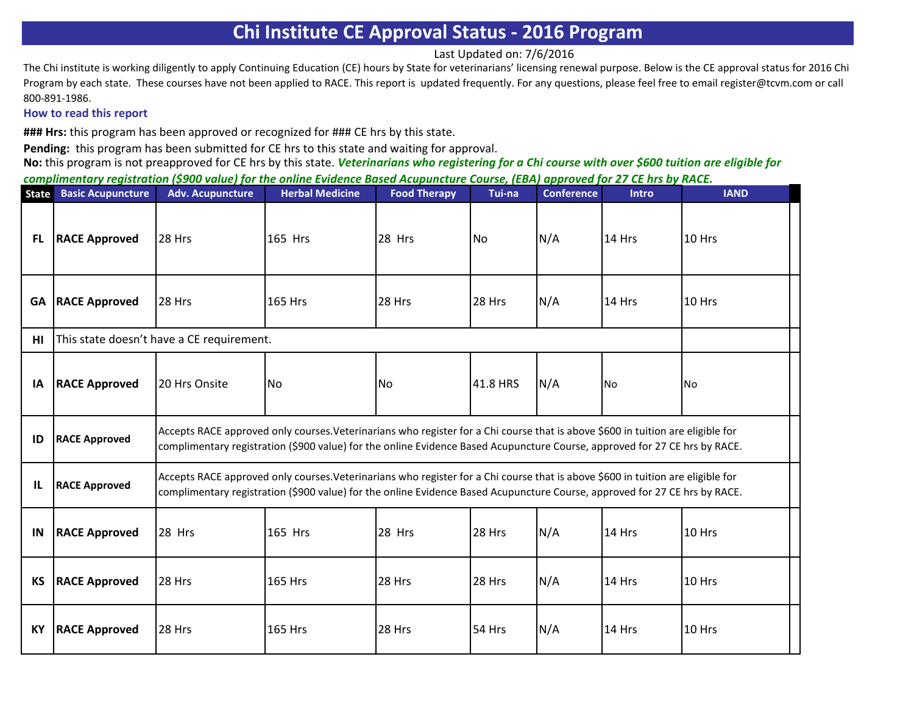# Chi Institute CE Approval Status - 2016 Program

Last Updated on: 7/6/2016

The Chi institute is working diligently to apply Continuing Education (CE) hours by State for veterinarians' licensing renewal purpose. Below is the CE approval status for 2016 Chi Program by each state. These courses have not been applied to RACE. This report is updated frequently. For any questions, please feel free to email register@tcvm.com or call 800-891-1986.

### How to read this report

**### Hrs:** this program has been approved or recognized for ### CE hrs by this state.

**Pending:** this program has been submitted for CE hrs to this state and waiting for approval.

**No:** this program is not preapproved for CE hrs by this state. ***Veterinarians who registering for a Chi course with over $600 tuition are eligible for complimentary registration ($900 value) for the online Evidence Based Acupuncture Course, (EBA) approved for 27 CE hrs by RACE.***

| State | Basic Acupuncture | Adv. Acupuncture | Herbal Medicine | Food Therapy | Tui-na | Conference | Intro | IAND |
|---|---|---|---|---|---|---|---|---|
| FL | RACE Approved | 28 Hrs | 165 Hrs | 28 Hrs | No | N/A | 14 Hrs | 10 Hrs |
| GA | RACE Approved | 28 Hrs | 165 Hrs | 28 Hrs | 28 Hrs | N/A | 14 Hrs | 10 Hrs |
| HI | This state doesn't have a CE requirement. | | | | | | | |
| IA | RACE Approved | 20 Hrs Onsite | No | No | 41.8 HRS | N/A | No | No |
| ID | RACE Approved | Accepts RACE approved only courses.Veterinarians who register for a Chi course that is above $600 in tuition are eligible for complimentary registration ($900 value) for the online Evidence Based Acupuncture Course, approved for 27 CE hrs by RACE. | | | | | | |
| IL | RACE Approved | Accepts RACE approved only courses.Veterinarians who register for a Chi course that is above $600 in tuition are eligible for complimentary registration ($900 value) for the online Evidence Based Acupuncture Course, approved for 27 CE hrs by RACE. | | | | | | |
| IN | RACE Approved | 28 Hrs | 165 Hrs | 28 Hrs | 28 Hrs | N/A | 14 Hrs | 10 Hrs |
| KS | RACE Approved | 28 Hrs | 165 Hrs | 28 Hrs | 28 Hrs | N/A | 14 Hrs | 10 Hrs |
| KY | RACE Approved | 28 Hrs | 165 Hrs | 28 Hrs | 54 Hrs | N/A | 14 Hrs | 10 Hrs |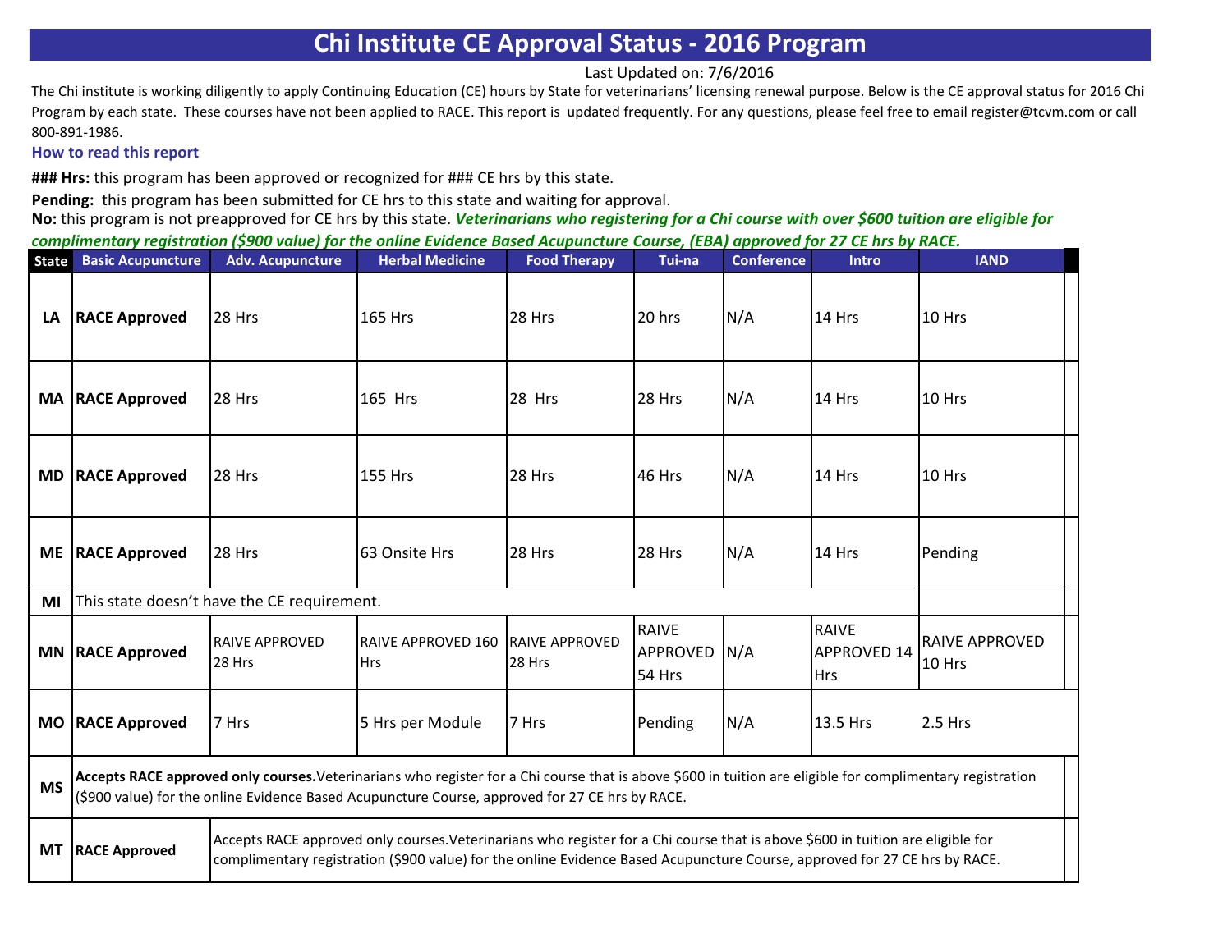# Chi Institute CE Approval Status - 2016 Program

Last Updated on: 7/6/2016

The Chi institute is working diligently to apply Continuing Education (CE) hours by State for veterinarians' licensing renewal purpose. Below is the CE approval status for 2016 Chi Program by each state. These courses have not been applied to RACE. This report is updated frequently. For any questions, please feel free to email register@tcvm.com or call 800-891-1986.

### How to read this report

**### Hrs:** this program has been approved or recognized for ### CE hrs by this state.

**Pending:** this program has been submitted for CE hrs to this state and waiting for approval.

**No:** this program is not preapproved for CE hrs by this state. ***Veterinarians who registering for a Chi course with over $600 tuition are eligible for complimentary registration ($900 value) for the online Evidence Based Acupuncture Course, (EBA) approved for 27 CE hrs by RACE.***

| State | Basic Acupuncture | Adv. Acupuncture | Herbal Medicine | Food Therapy | Tui-na | Conference | Intro | IAND |
|---|---|---|---|---|---|---|---|---|
| **LA** | **RACE Approved** | 28 Hrs | 165 Hrs | 28 Hrs | 20 hrs | N/A | 14 Hrs | 10 Hrs |
| **MA** | **RACE Approved** | 28 Hrs | 165 Hrs | 28 Hrs | 28 Hrs | N/A | 14 Hrs | 10 Hrs |
| **MD** | **RACE Approved** | 28 Hrs | 155 Hrs | 28 Hrs | 46 Hrs | N/A | 14 Hrs | 10 Hrs |
| **ME** | **RACE Approved** | 28 Hrs | 63 Onsite Hrs | 28 Hrs | 28 Hrs | N/A | 14 Hrs | Pending |
| **MI** | This state doesn't have the CE requirement. | | | | | | | |
| **MN** | **RACE Approved** | RAIVE APPROVED 28 Hrs | RAIVE APPROVED 160 Hrs | RAIVE APPROVED 28 Hrs | RAIVE APPROVED 54 Hrs | N/A | RAIVE APPROVED 14 Hrs | RAIVE APPROVED 10 Hrs |
| **MO** | **RACE Approved** | 7 Hrs | 5 Hrs per Module | 7 Hrs | Pending | N/A | 13.5 Hrs | 2.5 Hrs |
| **MS** | **Accepts RACE approved only courses.** Veterinarians who register for a Chi course that is above $600 in tuition are eligible for complimentary registration ($900 value) for the online Evidence Based Acupuncture Course, approved for 27 CE hrs by RACE. | | | | | | | |
| **MT** | **RACE Approved** | Accepts RACE approved only courses. Veterinarians who register for a Chi course that is above $600 in tuition are eligible for complimentary registration ($900 value) for the online Evidence Based Acupuncture Course, approved for 27 CE hrs by RACE. | | | | | | |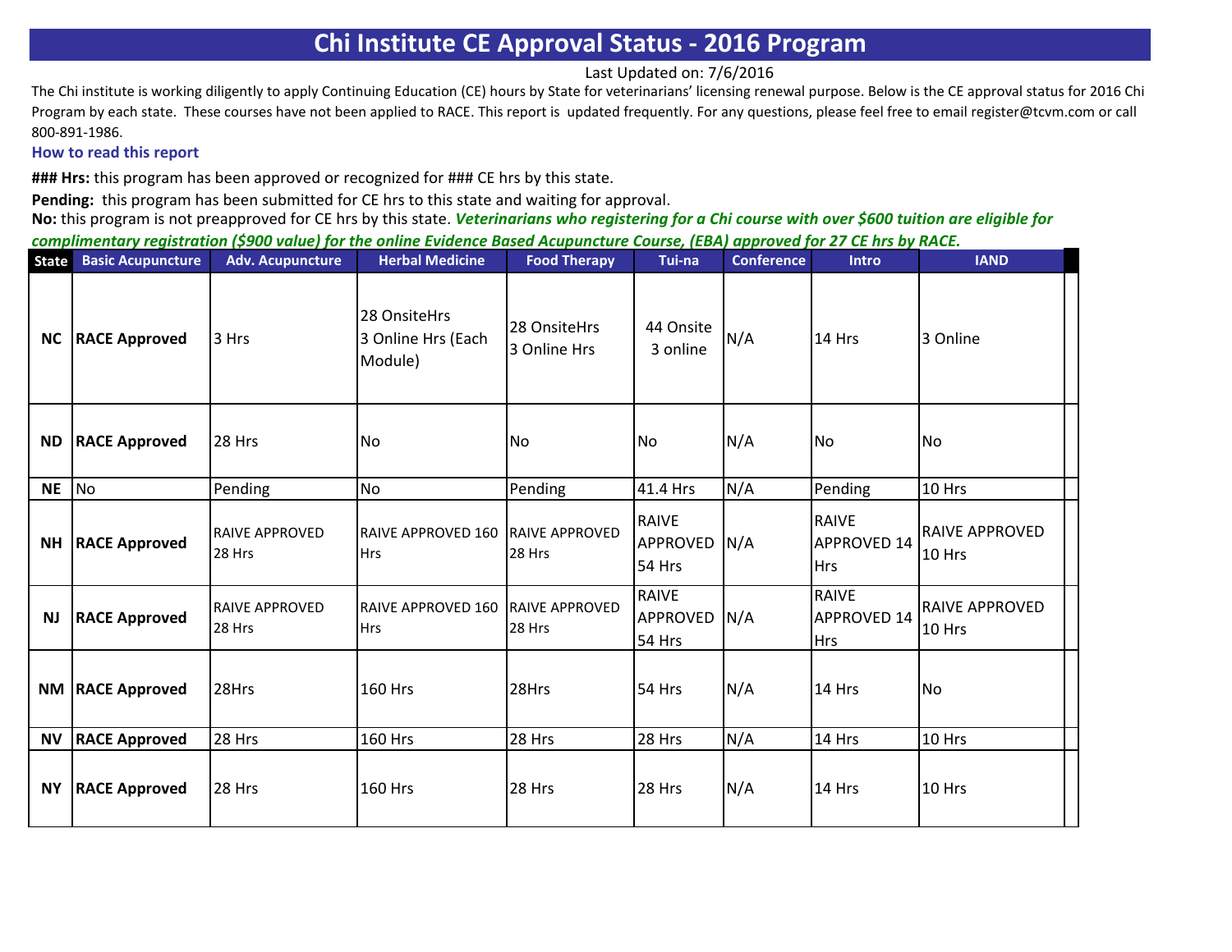# Chi Institute CE Approval Status - 2016 Program

Last Updated on: 7/6/2016

The Chi institute is working diligently to apply Continuing Education (CE) hours by State for veterinarians' licensing renewal purpose. Below is the CE approval status for 2016 Chi Program by each state. These courses have not been applied to RACE. This report is updated frequently. For any questions, please feel free to email register@tcvm.com or call 800-891-1986.

### How to read this report

**### Hrs:** this program has been approved or recognized for ### CE hrs by this state.

**Pending:** this program has been submitted for CE hrs to this state and waiting for approval.

**No:** this program is not preapproved for CE hrs by this state. ***Veterinarians who registering for a Chi course with over $600 tuition are eligible for complimentary registration ($900 value) for the online Evidence Based Acupuncture Course, (EBA) approved for 27 CE hrs by RACE.***

| State | Basic Acupuncture | Adv. Acupuncture | Herbal Medicine | Food Therapy | Tui-na | Conference | Intro | IAND |
|---|---|---|---|---|---|---|---|---|
| **NC** | **RACE Approved** | 3 Hrs | 28 OnsiteHrs 3 Online Hrs (Each Module) | 28 OnsiteHrs 3 Online Hrs | 44 Onsite 3 online | N/A | 14 Hrs | 3 Online |
| **ND** | **RACE Approved** | 28 Hrs | No | No | No | N/A | No | No |
| **NE** | No | Pending | No | Pending | 41.4 Hrs | N/A | Pending | 10 Hrs |
| **NH** | **RACE Approved** | RAIVE APPROVED 28 Hrs | RAIVE APPROVED 160 Hrs | RAIVE APPROVED 28 Hrs | RAIVE APPROVED 54 Hrs | N/A | RAIVE APPROVED 14 Hrs | RAIVE APPROVED 10 Hrs |
| **NJ** | **RACE Approved** | RAIVE APPROVED 28 Hrs | RAIVE APPROVED 160 Hrs | RAIVE APPROVED 28 Hrs | RAIVE APPROVED 54 Hrs | N/A | RAIVE APPROVED 14 Hrs | RAIVE APPROVED 10 Hrs |
| **NM** | **RACE Approved** | 28Hrs | 160 Hrs | 28Hrs | 54 Hrs | N/A | 14 Hrs | No |
| **NV** | **RACE Approved** | 28 Hrs | 160 Hrs | 28 Hrs | 28 Hrs | N/A | 14 Hrs | 10 Hrs |
| **NY** | **RACE Approved** | 28 Hrs | 160 Hrs | 28 Hrs | 28 Hrs | N/A | 14 Hrs | 10 Hrs |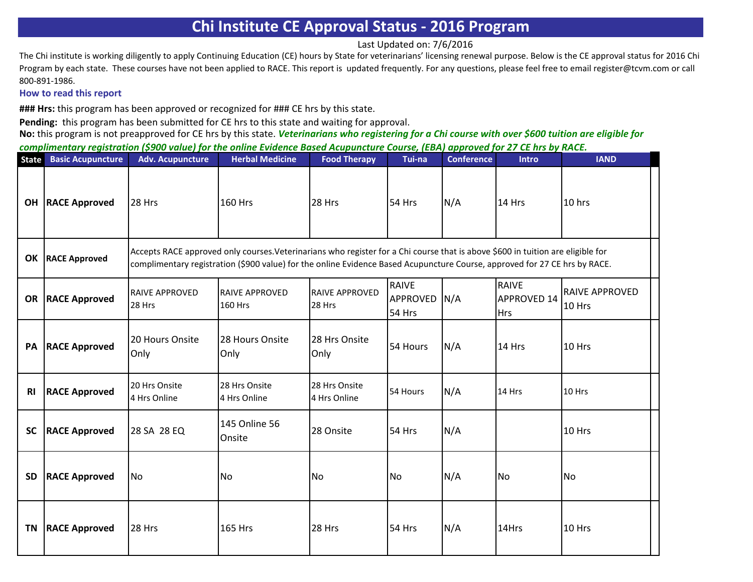# Chi Institute CE Approval Status - 2016 Program

Last Updated on: 7/6/2016

The Chi institute is working diligently to apply Continuing Education (CE) hours by State for veterinarians' licensing renewal purpose. Below is the CE approval status for 2016 Chi Program by each state. These courses have not been applied to RACE. This report is updated frequently. For any questions, please feel free to email register@tcvm.com or call 800-891-1986.

### How to read this report

**### Hrs:** this program has been approved or recognized for ### CE hrs by this state.

**Pending:** this program has been submitted for CE hrs to this state and waiting for approval.

**No:** this program is not preapproved for CE hrs by this state. ***Veterinarians who registering for a Chi course with over $600 tuition are eligible for complimentary registration ($900 value) for the online Evidence Based Acupuncture Course, (EBA) approved for 27 CE hrs by RACE.***

| State | Basic Acupuncture | Adv. Acupuncture | Herbal Medicine | Food Therapy | Tui-na | Conference | Intro | IAND |
|---|---|---|---|---|---|---|---|---|
| OH | RACE Approved | 28 Hrs | 160 Hrs | 28 Hrs | 54 Hrs | N/A | 14 Hrs | 10 hrs |
| OK | RACE Approved | Accepts RACE approved only courses.Veterinarians who register for a Chi course that is above $600 in tuition are eligible for complimentary registration ($900 value) for the online Evidence Based Acupuncture Course, approved for 27 CE hrs by RACE. | | | | | | |
| OR | RACE Approved | RAIVE APPROVED 28 Hrs | RAIVE APPROVED 160 Hrs | RAIVE APPROVED 28 Hrs | RAIVE APPROVED 54 Hrs | N/A | RAIVE APPROVED 14 Hrs | RAIVE APPROVED 10 Hrs |
| PA | RACE Approved | 20 Hours Onsite Only | 28 Hours Onsite Only | 28 Hrs Onsite Only | 54 Hours | N/A | 14 Hrs | 10 Hrs |
| RI | RACE Approved | 20 Hrs Onsite 4 Hrs Online | 28 Hrs Onsite 4 Hrs Online | 28 Hrs Onsite 4 Hrs Online | 54 Hours | N/A | 14 Hrs | 10 Hrs |
| SC | RACE Approved | 28 SA 28 EQ | 145 Online 56 Onsite | 28 Onsite | 54 Hrs | N/A | | 10 Hrs |
| SD | RACE Approved | No | No | No | No | N/A | No | No |
| TN | RACE Approved | 28 Hrs | 165 Hrs | 28 Hrs | 54 Hrs | N/A | 14Hrs | 10 Hrs |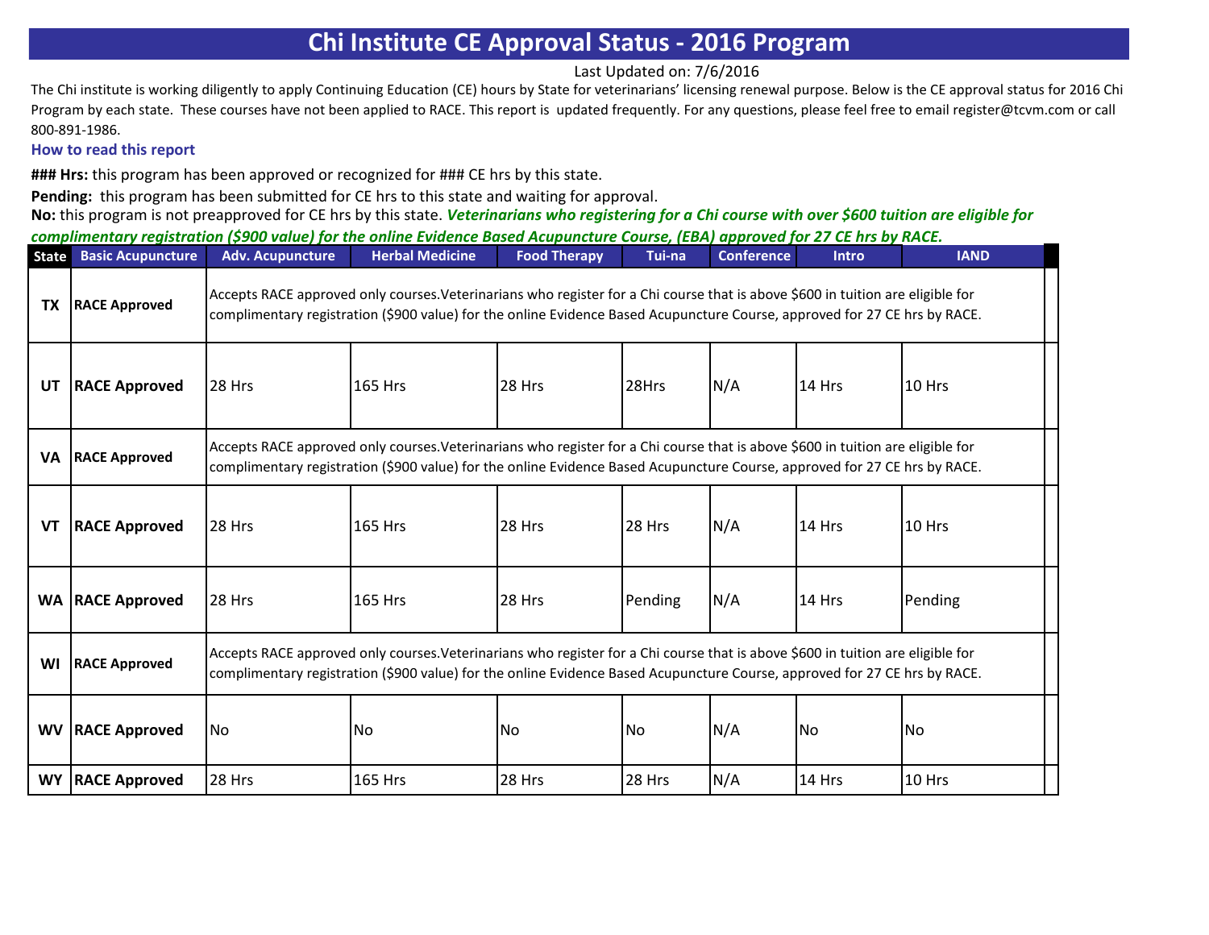# Chi Institute CE Approval Status - 2016 Program

Last Updated on: 7/6/2016

The Chi institute is working diligently to apply Continuing Education (CE) hours by State for veterinarians' licensing renewal purpose. Below is the CE approval status for 2016 Chi Program by each state. These courses have not been applied to RACE. This report is updated frequently. For any questions, please feel free to email register@tcvm.com or call 800-891-1986.

**How to read this report**

**### Hrs:** this program has been approved or recognized for ### CE hrs by this state.

**Pending:** this program has been submitted for CE hrs to this state and waiting for approval.

**No:** this program is not preapproved for CE hrs by this state. ***Veterinarians who registering for a Chi course with over $600 tuition are eligible for complimentary registration ($900 value) for the online Evidence Based Acupuncture Course, (EBA) approved for 27 CE hrs by RACE.***

| State | Basic Acupuncture | Adv. Acupuncture | Herbal Medicine | Food Therapy | Tui-na | Conference | Intro | IAND |
|---|---|---|---|---|---|---|---|---|
| TX | RACE Approved | Accepts RACE approved only courses.Veterinarians who register for a Chi course that is above $600 in tuition are eligible for complimentary registration ($900 value) for the online Evidence Based Acupuncture Course, approved for 27 CE hrs by RACE. | | | | | | |
| UT | RACE Approved | 28 Hrs | 165 Hrs | 28 Hrs | 28Hrs | N/A | 14 Hrs | 10 Hrs |
| VA | RACE Approved | Accepts RACE approved only courses.Veterinarians who register for a Chi course that is above $600 in tuition are eligible for complimentary registration ($900 value) for the online Evidence Based Acupuncture Course, approved for 27 CE hrs by RACE. | | | | | | |
| VT | RACE Approved | 28 Hrs | 165 Hrs | 28 Hrs | 28 Hrs | N/A | 14 Hrs | 10 Hrs |
| WA | RACE Approved | 28 Hrs | 165 Hrs | 28 Hrs | Pending | N/A | 14 Hrs | Pending |
| WI | RACE Approved | Accepts RACE approved only courses.Veterinarians who register for a Chi course that is above $600 in tuition are eligible for complimentary registration ($900 value) for the online Evidence Based Acupuncture Course, approved for 27 CE hrs by RACE. | | | | | | |
| WV | RACE Approved | No | No | No | No | N/A | No | No |
| WY | RACE Approved | 28 Hrs | 165 Hrs | 28 Hrs | 28 Hrs | N/A | 14 Hrs | 10 Hrs |